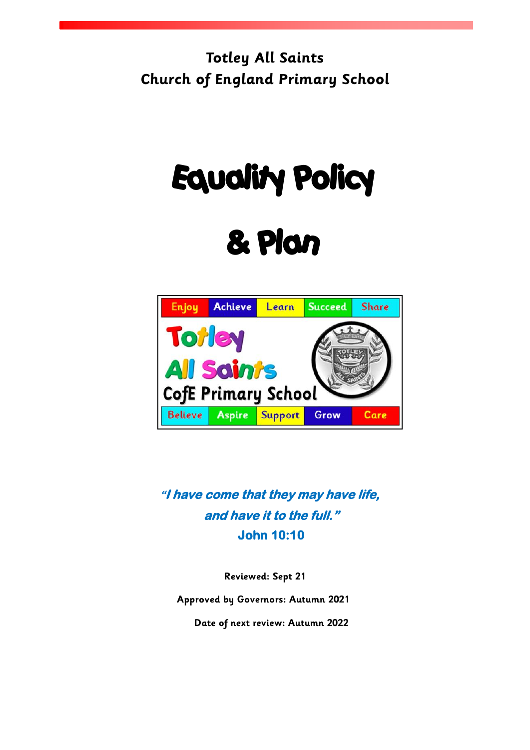**Totley All Saints**
**Church of England Primary School**

# Equality Policy

# & Plan

| Enjoy | Achieve | Learn | Succeed | Share |
|---|---|---|---|---|

Totley
All Saints
CofE Primary School

| Believe | Aspire | Support | Grow | Care |
|---|---|---|---|---|

***"I have come that they may have life, and have it to the full."***
**John 10:10**

**Reviewed: Sept 21**

**Approved by Governors: Autumn 2021**

**Date of next review: Autumn 2022**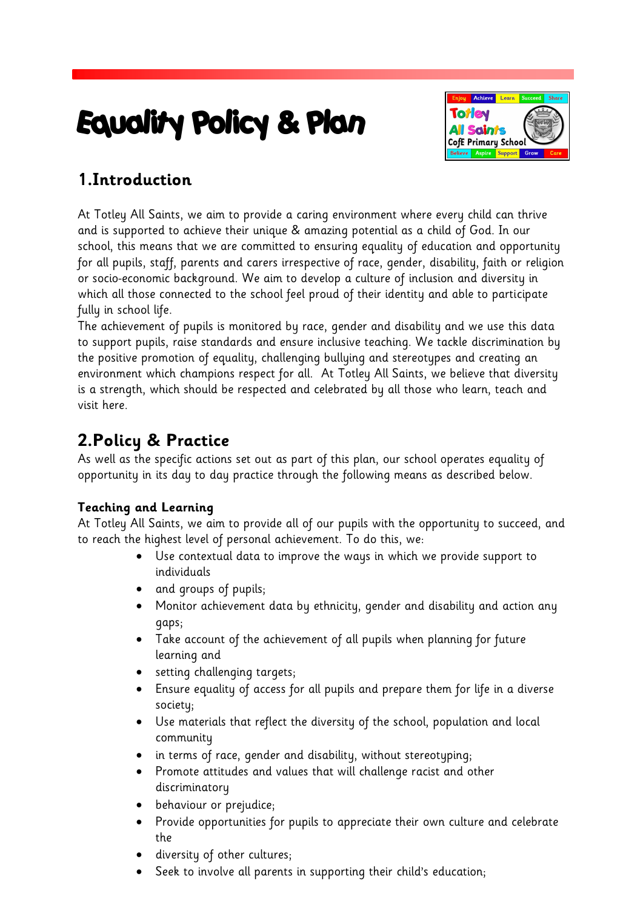# Equality Policy & Plan

## 1.Introduction

At Totley All Saints, we aim to provide a caring environment where every child can thrive and is supported to achieve their unique & amazing potential as a child of God. In our school, this means that we are committed to ensuring equality of education and opportunity for all pupils, staff, parents and carers irrespective of race, gender, disability, faith or religion or socio-economic background. We aim to develop a culture of inclusion and diversity in which all those connected to the school feel proud of their identity and able to participate fully in school life.

The achievement of pupils is monitored by race, gender and disability and we use this data to support pupils, raise standards and ensure inclusive teaching. We tackle discrimination by the positive promotion of equality, challenging bullying and stereotypes and creating an environment which champions respect for all. At Totley All Saints, we believe that diversity is a strength, which should be respected and celebrated by all those who learn, teach and visit here.

## 2.Policy & Practice

As well as the specific actions set out as part of this plan, our school operates equality of opportunity in its day to day practice through the following means as described below.

**Teaching and Learning**

At Totley All Saints, we aim to provide all of our pupils with the opportunity to succeed, and to reach the highest level of personal achievement. To do this, we:

- Use contextual data to improve the ways in which we provide support to individuals
- and groups of pupils;
- Monitor achievement data by ethnicity, gender and disability and action any gaps;
- Take account of the achievement of all pupils when planning for future learning and
- setting challenging targets;
- Ensure equality of access for all pupils and prepare them for life in a diverse society;
- Use materials that reflect the diversity of the school, population and local community
- in terms of race, gender and disability, without stereotyping;
- Promote attitudes and values that will challenge racist and other discriminatory
- behaviour or prejudice;
- Provide opportunities for pupils to appreciate their own culture and celebrate the
- diversity of other cultures;
- Seek to involve all parents in supporting their child's education;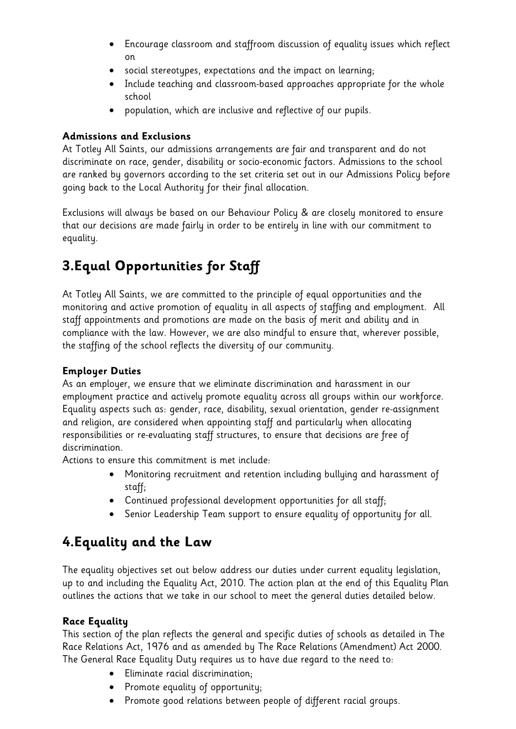- Encourage classroom and staffroom discussion of equality issues which reflect on
- social stereotypes, expectations and the impact on learning;
- Include teaching and classroom-based approaches appropriate for the whole school
- population, which are inclusive and reflective of our pupils.

**Admissions and Exclusions**

At Totley All Saints, our admissions arrangements are fair and transparent and do not discriminate on race, gender, disability or socio-economic factors. Admissions to the school are ranked by governors according to the set criteria set out in our Admissions Policy before going back to the Local Authority for their final allocation.

Exclusions will always be based on our Behaviour Policy & are closely monitored to ensure that our decisions are made fairly in order to be entirely in line with our commitment to equality.

# 3.Equal Opportunities for Staff

At Totley All Saints, we are committed to the principle of equal opportunities and the monitoring and active promotion of equality in all aspects of staffing and employment. All staff appointments and promotions are made on the basis of merit and ability and in compliance with the law. However, we are also mindful to ensure that, wherever possible, the staffing of the school reflects the diversity of our community.

**Employer Duties**

As an employer, we ensure that we eliminate discrimination and harassment in our employment practice and actively promote equality across all groups within our workforce. Equality aspects such as: gender, race, disability, sexual orientation, gender re-assignment and religion, are considered when appointing staff and particularly when allocating responsibilities or re-evaluating staff structures, to ensure that decisions are free of discrimination.

Actions to ensure this commitment is met include:

- Monitoring recruitment and retention including bullying and harassment of staff;
- Continued professional development opportunities for all staff;
- Senior Leadership Team support to ensure equality of opportunity for all.

# 4.Equality and the Law

The equality objectives set out below address our duties under current equality legislation, up to and including the Equality Act, 2010. The action plan at the end of this Equality Plan outlines the actions that we take in our school to meet the general duties detailed below.

**Race Equality**

This section of the plan reflects the general and specific duties of schools as detailed in The Race Relations Act, 1976 and as amended by The Race Relations (Amendment) Act 2000. The General Race Equality Duty requires us to have due regard to the need to:

- Eliminate racial discrimination;
- Promote equality of opportunity;
- Promote good relations between people of different racial groups.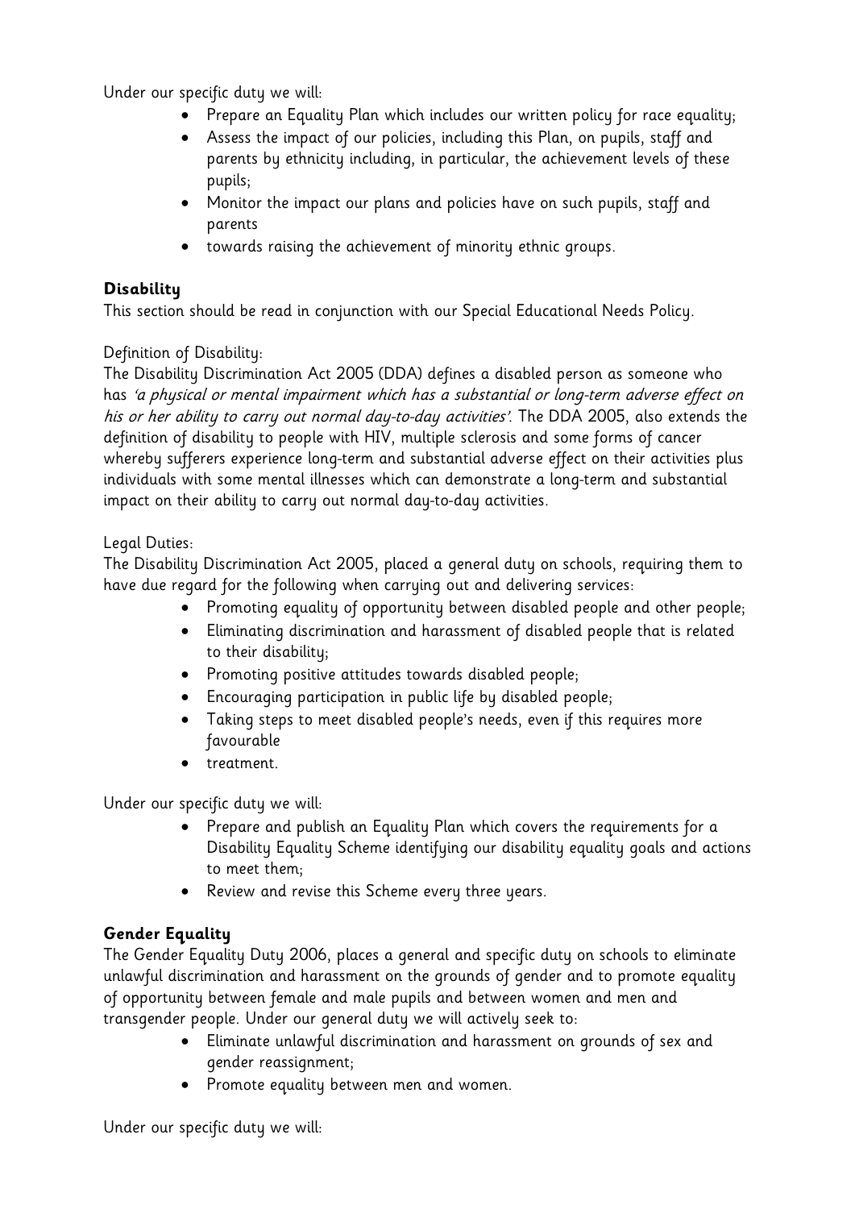Under our specific duty we will:

- Prepare an Equality Plan which includes our written policy for race equality;
- Assess the impact of our policies, including this Plan, on pupils, staff and parents by ethnicity including, in particular, the achievement levels of these pupils;
- Monitor the impact our plans and policies have on such pupils, staff and parents
- towards raising the achievement of minority ethnic groups.

**Disability**

This section should be read in conjunction with our Special Educational Needs Policy.

Definition of Disability:

The Disability Discrimination Act 2005 (DDA) defines a disabled person as someone who has *'a physical or mental impairment which has a substantial or long-term adverse effect on his or her ability to carry out normal day-to-day activities'*. The DDA 2005, also extends the definition of disability to people with HIV, multiple sclerosis and some forms of cancer whereby sufferers experience long-term and substantial adverse effect on their activities plus individuals with some mental illnesses which can demonstrate a long-term and substantial impact on their ability to carry out normal day-to-day activities.

Legal Duties:

The Disability Discrimination Act 2005, placed a general duty on schools, requiring them to have due regard for the following when carrying out and delivering services:

- Promoting equality of opportunity between disabled people and other people;
- Eliminating discrimination and harassment of disabled people that is related to their disability;
- Promoting positive attitudes towards disabled people;
- Encouraging participation in public life by disabled people;
- Taking steps to meet disabled people's needs, even if this requires more favourable
- treatment.

Under our specific duty we will:

- Prepare and publish an Equality Plan which covers the requirements for a Disability Equality Scheme identifying our disability equality goals and actions to meet them;
- Review and revise this Scheme every three years.

**Gender Equality**

The Gender Equality Duty 2006, places a general and specific duty on schools to eliminate unlawful discrimination and harassment on the grounds of gender and to promote equality of opportunity between female and male pupils and between women and men and transgender people. Under our general duty we will actively seek to:

- Eliminate unlawful discrimination and harassment on grounds of sex and gender reassignment;
- Promote equality between men and women.

Under our specific duty we will: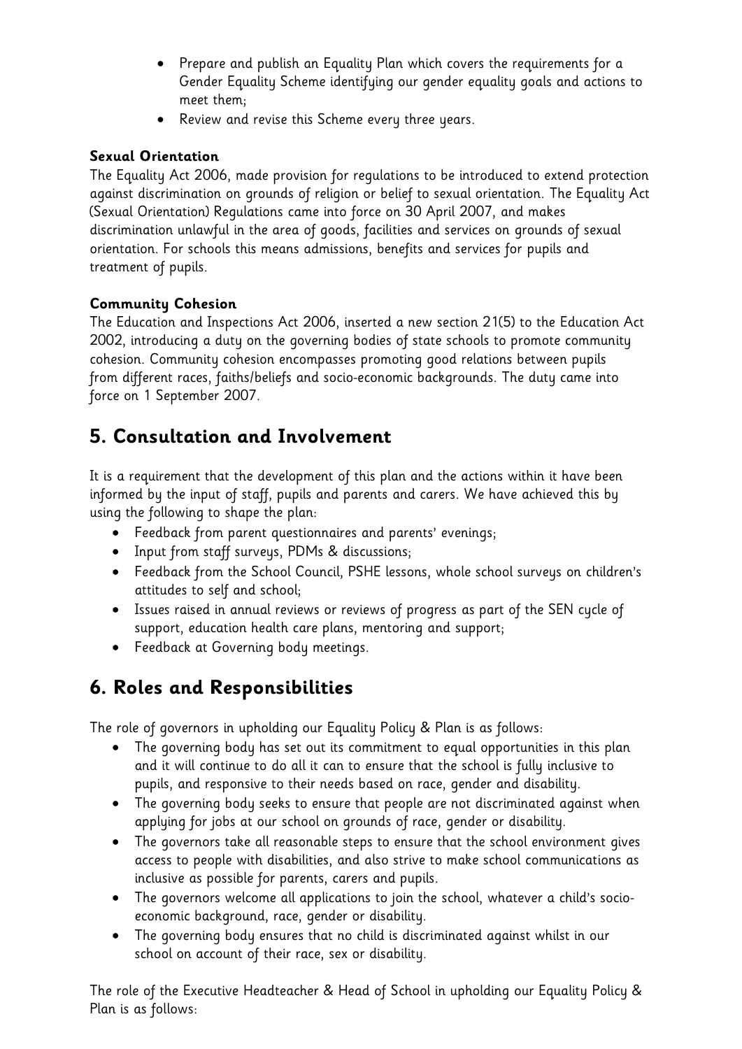- Prepare and publish an Equality Plan which covers the requirements for a Gender Equality Scheme identifying our gender equality goals and actions to meet them;
- Review and revise this Scheme every three years.

**Sexual Orientation**

The Equality Act 2006, made provision for regulations to be introduced to extend protection against discrimination on grounds of religion or belief to sexual orientation. The Equality Act (Sexual Orientation) Regulations came into force on 30 April 2007, and makes discrimination unlawful in the area of goods, facilities and services on grounds of sexual orientation. For schools this means admissions, benefits and services for pupils and treatment of pupils.

**Community Cohesion**

The Education and Inspections Act 2006, inserted a new section 21(5) to the Education Act 2002, introducing a duty on the governing bodies of state schools to promote community cohesion. Community cohesion encompasses promoting good relations between pupils from different races, faiths/beliefs and socio-economic backgrounds. The duty came into force on 1 September 2007.

## 5. Consultation and Involvement

It is a requirement that the development of this plan and the actions within it have been informed by the input of staff, pupils and parents and carers. We have achieved this by using the following to shape the plan:

- Feedback from parent questionnaires and parents' evenings;
- Input from staff surveys, PDMs & discussions;
- Feedback from the School Council, PSHE lessons, whole school surveys on children's attitudes to self and school;
- Issues raised in annual reviews or reviews of progress as part of the SEN cycle of support, education health care plans, mentoring and support;
- Feedback at Governing body meetings.

## 6. Roles and Responsibilities

The role of governors in upholding our Equality Policy & Plan is as follows:

- The governing body has set out its commitment to equal opportunities in this plan and it will continue to do all it can to ensure that the school is fully inclusive to pupils, and responsive to their needs based on race, gender and disability.
- The governing body seeks to ensure that people are not discriminated against when applying for jobs at our school on grounds of race, gender or disability.
- The governors take all reasonable steps to ensure that the school environment gives access to people with disabilities, and also strive to make school communications as inclusive as possible for parents, carers and pupils.
- The governors welcome all applications to join the school, whatever a child's socio-economic background, race, gender or disability.
- The governing body ensures that no child is discriminated against whilst in our school on account of their race, sex or disability.

The role of the Executive Headteacher & Head of School in upholding our Equality Policy & Plan is as follows: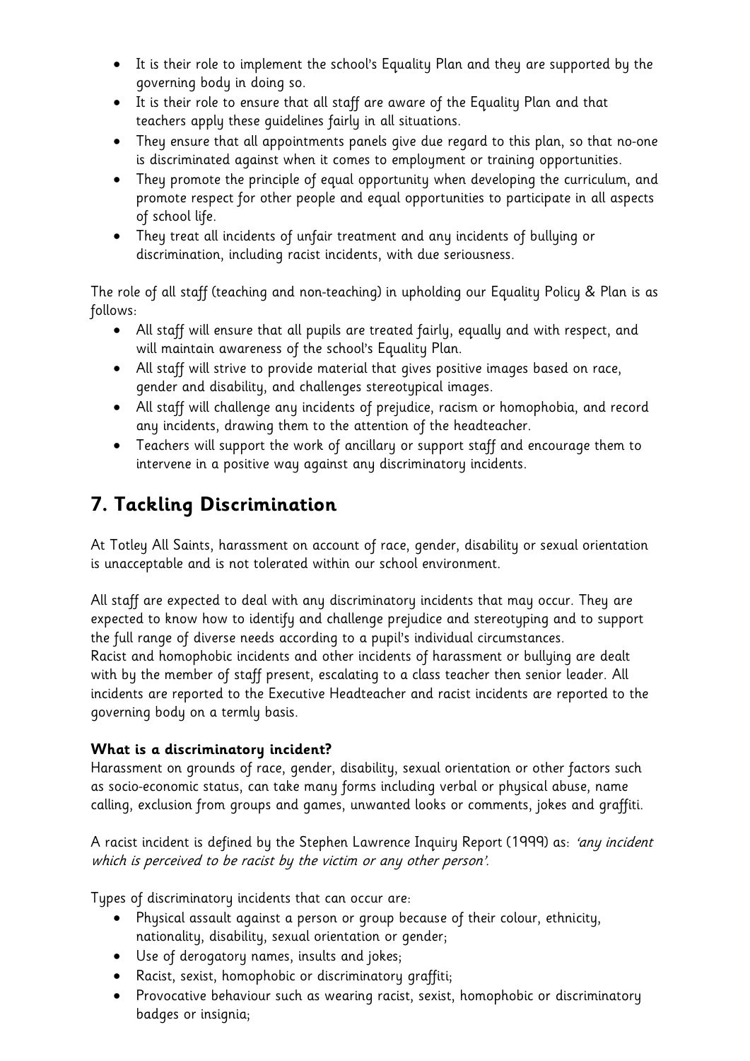- It is their role to implement the school's Equality Plan and they are supported by the governing body in doing so.
- It is their role to ensure that all staff are aware of the Equality Plan and that teachers apply these guidelines fairly in all situations.
- They ensure that all appointments panels give due regard to this plan, so that no-one is discriminated against when it comes to employment or training opportunities.
- They promote the principle of equal opportunity when developing the curriculum, and promote respect for other people and equal opportunities to participate in all aspects of school life.
- They treat all incidents of unfair treatment and any incidents of bullying or discrimination, including racist incidents, with due seriousness.

The role of all staff (teaching and non-teaching) in upholding our Equality Policy & Plan is as follows:

- All staff will ensure that all pupils are treated fairly, equally and with respect, and will maintain awareness of the school's Equality Plan.
- All staff will strive to provide material that gives positive images based on race, gender and disability, and challenges stereotypical images.
- All staff will challenge any incidents of prejudice, racism or homophobia, and record any incidents, drawing them to the attention of the headteacher.
- Teachers will support the work of ancillary or support staff and encourage them to intervene in a positive way against any discriminatory incidents.

## 7. Tackling Discrimination

At Totley All Saints, harassment on account of race, gender, disability or sexual orientation is unacceptable and is not tolerated within our school environment.

All staff are expected to deal with any discriminatory incidents that may occur. They are expected to know how to identify and challenge prejudice and stereotyping and to support the full range of diverse needs according to a pupil's individual circumstances.
Racist and homophobic incidents and other incidents of harassment or bullying are dealt with by the member of staff present, escalating to a class teacher then senior leader. All incidents are reported to the Executive Headteacher and racist incidents are reported to the governing body on a termly basis.

**What is a discriminatory incident?**
Harassment on grounds of race, gender, disability, sexual orientation or other factors such as socio-economic status, can take many forms including verbal or physical abuse, name calling, exclusion from groups and games, unwanted looks or comments, jokes and graffiti.

A racist incident is defined by the Stephen Lawrence Inquiry Report (1999) as: *'any incident which is perceived to be racist by the victim or any other person'.*

Types of discriminatory incidents that can occur are:

- Physical assault against a person or group because of their colour, ethnicity, nationality, disability, sexual orientation or gender;
- Use of derogatory names, insults and jokes;
- Racist, sexist, homophobic or discriminatory graffiti;
- Provocative behaviour such as wearing racist, sexist, homophobic or discriminatory badges or insignia;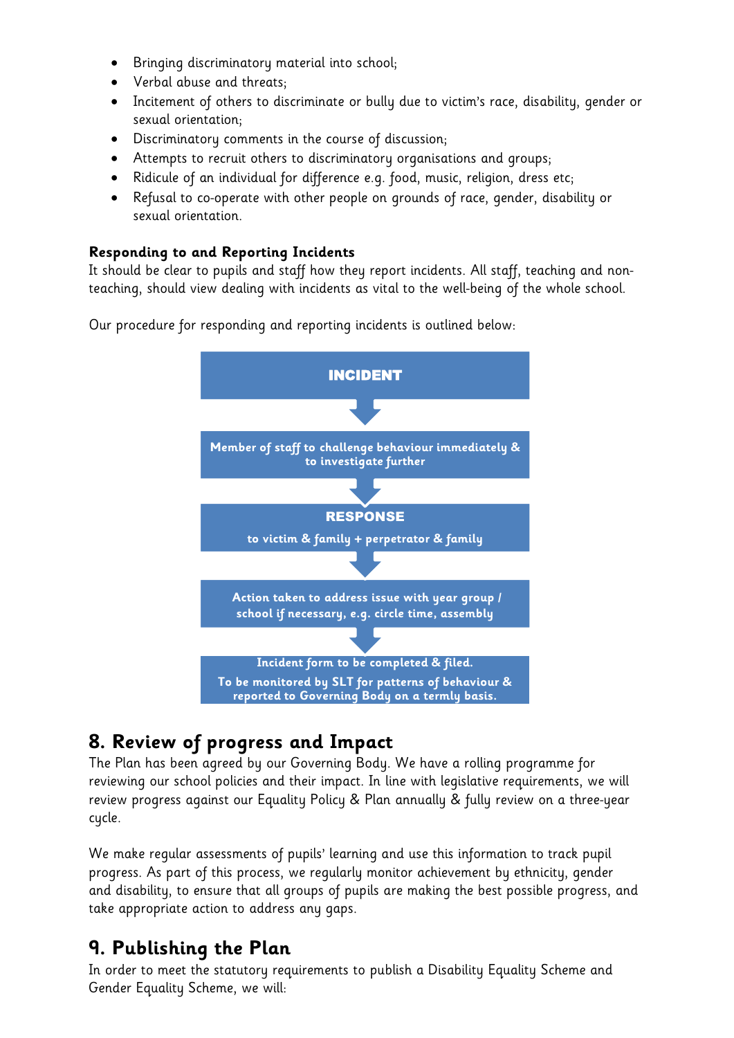- Bringing discriminatory material into school;
- Verbal abuse and threats;
- Incitement of others to discriminate or bully due to victim's race, disability, gender or sexual orientation;
- Discriminatory comments in the course of discussion;
- Attempts to recruit others to discriminatory organisations and groups;
- Ridicule of an individual for difference e.g. food, music, religion, dress etc;
- Refusal to co-operate with other people on grounds of race, gender, disability or sexual orientation.

**Responding to and Reporting Incidents**

It should be clear to pupils and staff how they report incidents. All staff, teaching and non-teaching, should view dealing with incidents as vital to the well-being of the whole school.

Our procedure for responding and reporting incidents is outlined below:

**INCIDENT**

↓

**Member of staff to challenge behaviour immediately & to investigate further**

↓

**RESPONSE**

**to victim & family + perpetrator & family**

↓

**Action taken to address issue with year group / school if necessary, e.g. circle time, assembly**

↓

**Incident form to be completed & filed.**
**To be monitored by SLT for patterns of behaviour & reported to Governing Body on a termly basis.**

## 8. Review of progress and Impact

The Plan has been agreed by our Governing Body. We have a rolling programme for reviewing our school policies and their impact. In line with legislative requirements, we will review progress against our Equality Policy & Plan annually & fully review on a three-year cycle.

We make regular assessments of pupils' learning and use this information to track pupil progress. As part of this process, we regularly monitor achievement by ethnicity, gender and disability, to ensure that all groups of pupils are making the best possible progress, and take appropriate action to address any gaps.

## 9. Publishing the Plan

In order to meet the statutory requirements to publish a Disability Equality Scheme and Gender Equality Scheme, we will: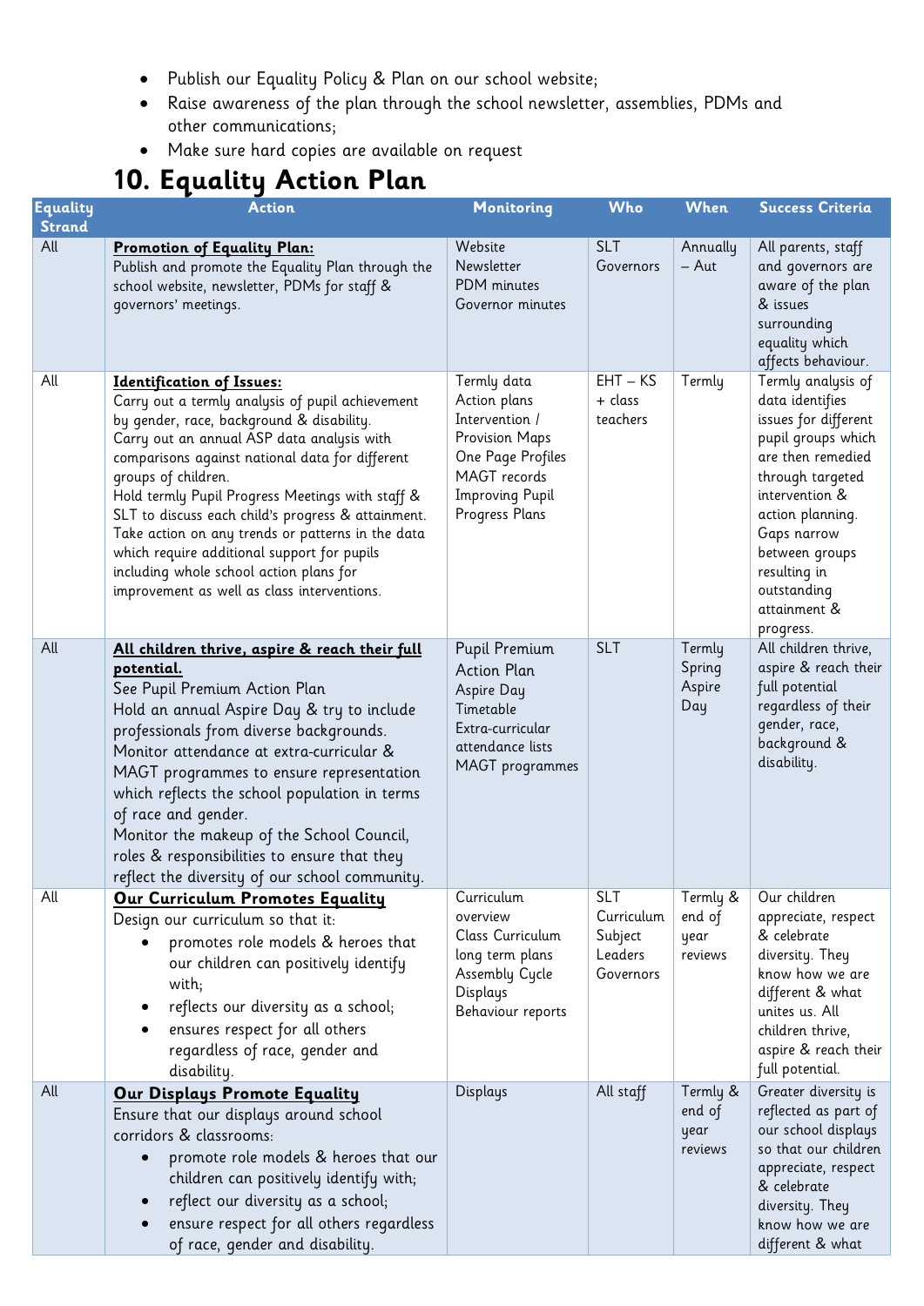- Publish our Equality Policy & Plan on our school website;
- Raise awareness of the plan through the school newsletter, assemblies, PDMs and other communications;
- Make sure hard copies are available on request

## 10. Equality Action Plan

| Equality Strand | Action | Monitoring | Who | When | Success Criteria |
|---|---|---|---|---|---|
| All | **Promotion of Equality Plan:**<br>Publish and promote the Equality Plan through the school website, newsletter, PDMs for staff & governors' meetings. | Website<br>Newsletter<br>PDM minutes<br>Governor minutes | SLT<br>Governors | Annually – Aut | All parents, staff and governors are aware of the plan & issues surrounding equality which affects behaviour. |
| All | **Identification of Issues:**<br>Carry out a termly analysis of pupil achievement by gender, race, background & disability.<br>Carry out an annual ASP data analysis with comparisons against national data for different groups of children.<br>Hold termly Pupil Progress Meetings with staff & SLT to discuss each child's progress & attainment.<br>Take action on any trends or patterns in the data which require additional support for pupils including whole school action plans for improvement as well as class interventions. | Termly data<br>Action plans<br>Intervention / Provision Maps<br>One Page Profiles<br>MAGT records<br>Improving Pupil Progress Plans | EHT – KS + class teachers | Termly | Termly analysis of data identifies issues for different pupil groups which are then remedied through targeted intervention & action planning.<br>Gaps narrow between groups resulting in outstanding attainment & progress. |
| All | **All children thrive, aspire & reach their full potential.**<br>See Pupil Premium Action Plan<br>Hold an annual Aspire Day & try to include professionals from diverse backgrounds.<br>Monitor attendance at extra-curricular & MAGT programmes to ensure representation which reflects the school population in terms of race and gender.<br>Monitor the makeup of the School Council, roles & responsibilities to ensure that they reflect the diversity of our school community. | Pupil Premium Action Plan<br>Aspire Day Timetable<br>Extra-curricular attendance lists<br>MAGT programmes | SLT | Termly<br>Spring Aspire Day | All children thrive, aspire & reach their full potential regardless of their gender, race, background & disability. |
| All | **Our Curriculum Promotes Equality**<br>Design our curriculum so that it:<br>• promotes role models & heroes that our children can positively identify with;<br>• reflects our diversity as a school;<br>• ensures respect for all others regardless of race, gender and disability. | Curriculum overview<br>Class Curriculum long term plans<br>Assembly Cycle<br>Displays<br>Behaviour reports | SLT<br>Curriculum Subject Leaders<br>Governors | Termly & end of year reviews | Our children appreciate, respect & celebrate diversity. They know how we are different & what unites us. All children thrive, aspire & reach their full potential. |
| All | **Our Displays Promote Equality**<br>Ensure that our displays around school corridors & classrooms:<br>• promote role models & heroes that our children can positively identify with;<br>• reflect our diversity as a school;<br>• ensure respect for all others regardless of race, gender and disability. | Displays | All staff | Termly & end of year reviews | Greater diversity is reflected as part of our school displays so that our children appreciate, respect & celebrate diversity. They know how we are different & what |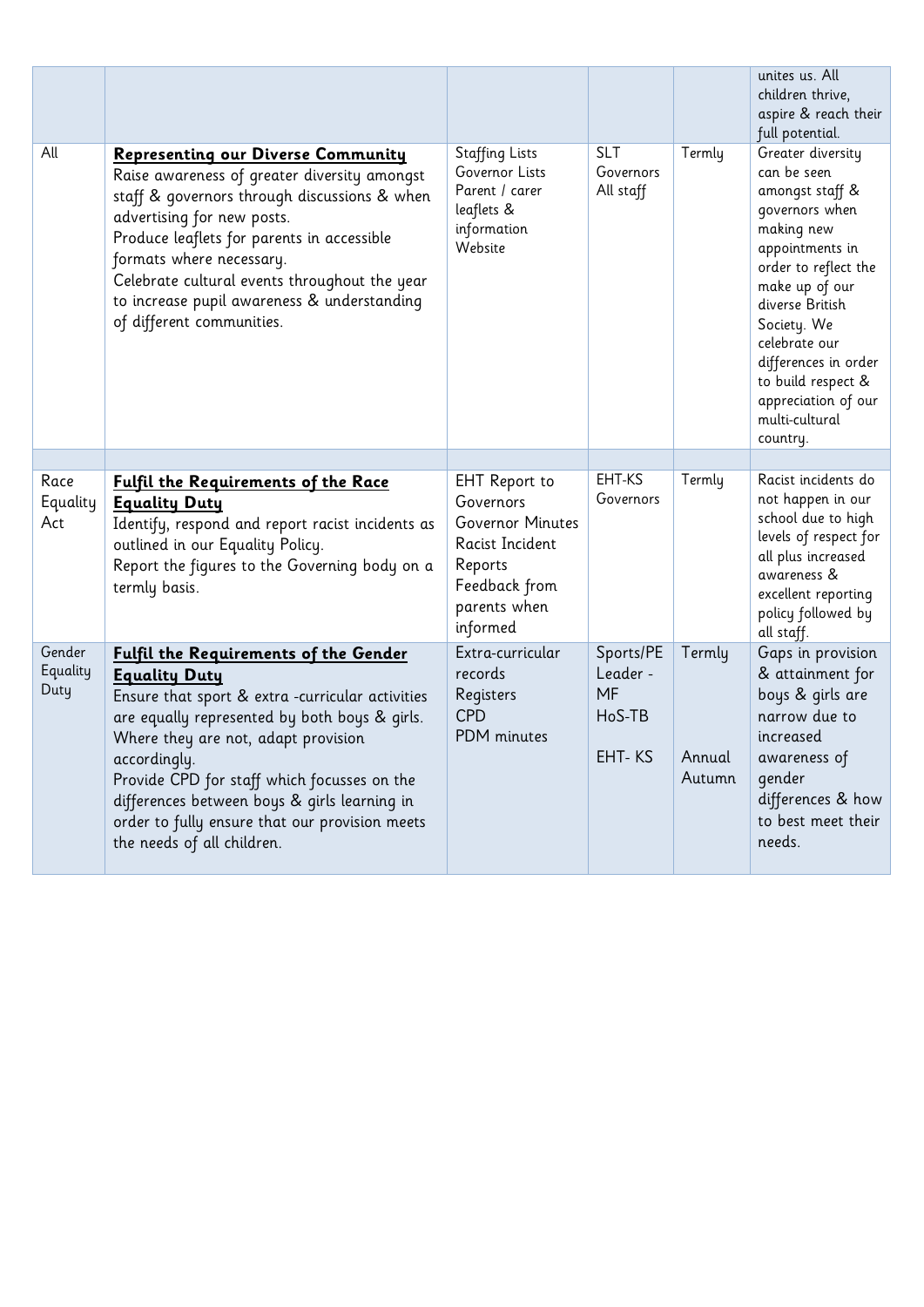| | | | | | |
|---|---|---|---|---|---|
| | | | | | unites us. All children thrive, aspire & reach their full potential. |
| All | **Representing our Diverse Community**<br>Raise awareness of greater diversity amongst staff & governors through discussions & when advertising for new posts.<br>Produce leaflets for parents in accessible formats where necessary.<br>Celebrate cultural events throughout the year to increase pupil awareness & understanding of different communities. | Staffing Lists<br>Governor Lists<br>Parent / carer leaflets & information<br>Website | SLT<br>Governors<br>All staff | Termly | Greater diversity can be seen amongst staff & governors when making new appointments in order to reflect the make up of our diverse British Society. We celebrate our differences in order to build respect & appreciation of our multi-cultural country. |
| | | | | | |
| Race Equality Act | **Fulfil the Requirements of the Race Equality Duty**<br>Identify, respond and report racist incidents as outlined in our Equality Policy.<br>Report the figures to the Governing body on a termly basis. | EHT Report to Governors<br>Governor Minutes<br>Racist Incident Reports<br>Feedback from parents when informed | EHT-KS<br>Governors | Termly | Racist incidents do not happen in our school due to high levels of respect for all plus increased awareness & excellent reporting policy followed by all staff. |
| Gender Equality Duty | **Fulfil the Requirements of the Gender Equality Duty**<br>Ensure that sport & extra -curricular activities are equally represented by both boys & girls. Where they are not, adapt provision accordingly.<br>Provide CPD for staff which focusses on the differences between boys & girls learning in order to fully ensure that our provision meets the needs of all children. | Extra-curricular records<br>Registers<br>CPD<br>PDM minutes | Sports/PE Leader - MF<br>HoS-TB<br><br>EHT- KS | Termly<br><br><br>Annual Autumn | Gaps in provision & attainment for boys & girls are narrow due to increased awareness of gender differences & how to best meet their needs. |